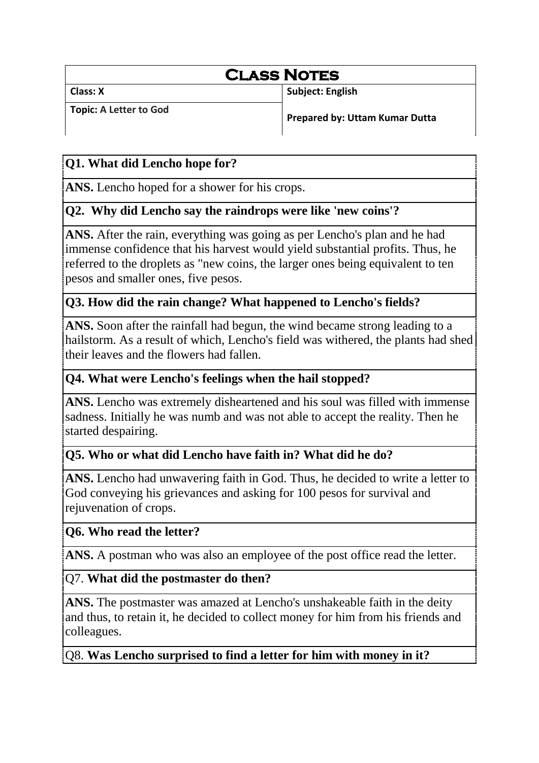# Class Notes

| Class: X | Subject: English |
| --- | --- |
| Topic: A Letter to God | Prepared by: Uttam Kumar Dutta |

**Q1. What did Lencho hope for?**

**ANS.** Lencho hoped for a shower for his crops.

**Q2. Why did Lencho say the raindrops were like 'new coins'?**

**ANS.** After the rain, everything was going as per Lencho's plan and he had immense confidence that his harvest would yield substantial profits. Thus, he referred to the droplets as "new coins, the larger ones being equivalent to ten pesos and smaller ones, five pesos.

**Q3. How did the rain change? What happened to Lencho's fields?**

**ANS.** Soon after the rainfall had begun, the wind became strong leading to a hailstorm. As a result of which, Lencho's field was withered, the plants had shed their leaves and the flowers had fallen.

**Q4. What were Lencho's feelings when the hail stopped?**

**ANS.** Lencho was extremely disheartened and his soul was filled with immense sadness. Initially he was numb and was not able to accept the reality. Then he started despairing.

**Q5. Who or what did Lencho have faith in? What did he do?**

**ANS.** Lencho had unwavering faith in God. Thus, he decided to write a letter to God conveying his grievances and asking for 100 pesos for survival and rejuvenation of crops.

**Q6. Who read the letter?**

**ANS.** A postman who was also an employee of the post office read the letter.

Q7. **What did the postmaster do then?**

**ANS.** The postmaster was amazed at Lencho's unshakeable faith in the deity and thus, to retain it, he decided to collect money for him from his friends and colleagues.

Q8. **Was Lencho surprised to find a letter for him with money in it?**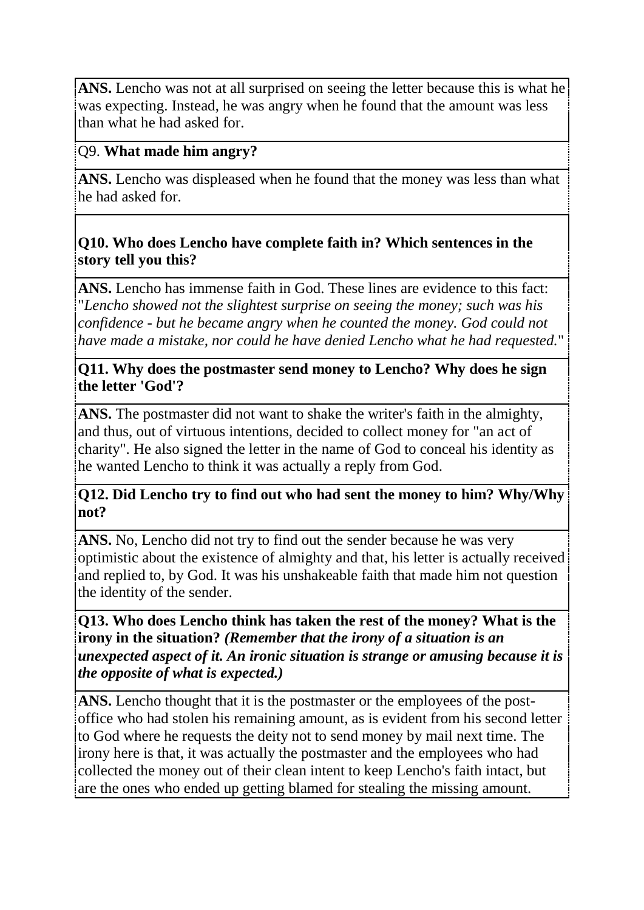**ANS.** Lencho was not at all surprised on seeing the letter because this is what he was expecting. Instead, he was angry when he found that the amount was less than what he had asked for.

Q9. **What made him angry?**

**ANS.** Lencho was displeased when he found that the money was less than what he had asked for.

**Q10. Who does Lencho have complete faith in? Which sentences in the story tell you this?**

**ANS.** Lencho has immense faith in God. These lines are evidence to this fact: "*Lencho showed not the slightest surprise on seeing the money; such was his confidence - but he became angry when he counted the money. God could not have made a mistake, nor could he have denied Lencho what he had requested.*"

**Q11. Why does the postmaster send money to Lencho? Why does he sign the letter 'God'?**

**ANS.** The postmaster did not want to shake the writer's faith in the almighty, and thus, out of virtuous intentions, decided to collect money for "an act of charity". He also signed the letter in the name of God to conceal his identity as he wanted Lencho to think it was actually a reply from God.

**Q12. Did Lencho try to find out who had sent the money to him? Why/Why not?**

**ANS.** No, Lencho did not try to find out the sender because he was very optimistic about the existence of almighty and that, his letter is actually received and replied to, by God. It was his unshakeable faith that made him not question the identity of the sender.

**Q13. Who does Lencho think has taken the rest of the money? What is the irony in the situation?** ***(Remember that the irony of a situation is an unexpected aspect of it. An ironic situation is strange or amusing because it is the opposite of what is expected.)***

**ANS.** Lencho thought that it is the postmaster or the employees of the post-office who had stolen his remaining amount, as is evident from his second letter to God where he requests the deity not to send money by mail next time. The irony here is that, it was actually the postmaster and the employees who had collected the money out of their clean intent to keep Lencho's faith intact, but are the ones who ended up getting blamed for stealing the missing amount.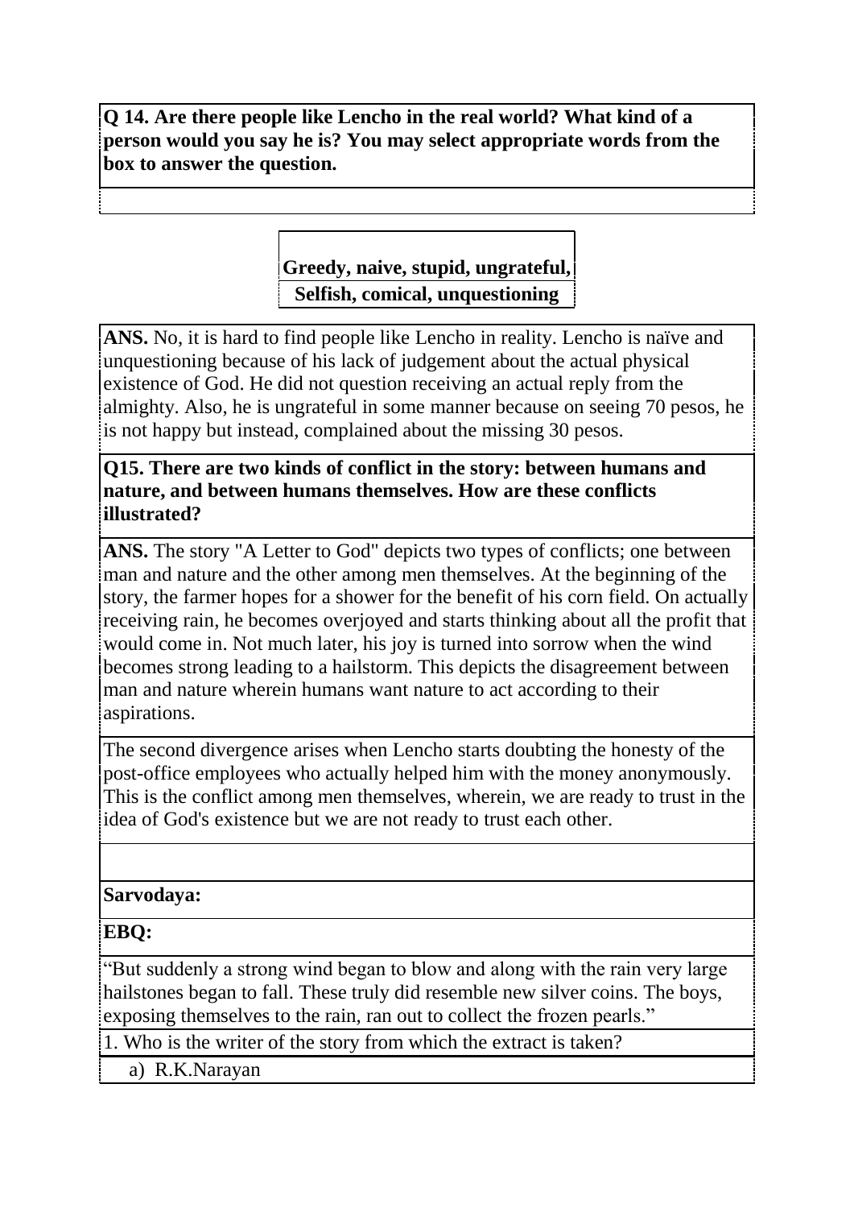**Q 14. Are there people like Lencho in the real world? What kind of a person would you say he is? You may select appropriate words from the box to answer the question.**

**Greedy, naive, stupid, ungrateful, Selfish, comical, unquestioning**

**ANS.** No, it is hard to find people like Lencho in reality. Lencho is naïve and unquestioning because of his lack of judgement about the actual physical existence of God. He did not question receiving an actual reply from the almighty. Also, he is ungrateful in some manner because on seeing 70 pesos, he is not happy but instead, complained about the missing 30 pesos.

**Q15. There are two kinds of conflict in the story: between humans and nature, and between humans themselves. How are these conflicts illustrated?**

**ANS.** The story "A Letter to God" depicts two types of conflicts; one between man and nature and the other among men themselves. At the beginning of the story, the farmer hopes for a shower for the benefit of his corn field. On actually receiving rain, he becomes overjoyed and starts thinking about all the profit that would come in. Not much later, his joy is turned into sorrow when the wind becomes strong leading to a hailstorm. This depicts the disagreement between man and nature wherein humans want nature to act according to their aspirations.

The second divergence arises when Lencho starts doubting the honesty of the post-office employees who actually helped him with the money anonymously. This is the conflict among men themselves, wherein, we are ready to trust in the idea of God's existence but we are not ready to trust each other.

**Sarvodaya:**

**EBQ:**

"But suddenly a strong wind began to blow and along with the rain very large hailstones began to fall. These truly did resemble new silver coins. The boys, exposing themselves to the rain, ran out to collect the frozen pearls."

1. Who is the writer of the story from which the extract is taken?

   a) R.K.Narayan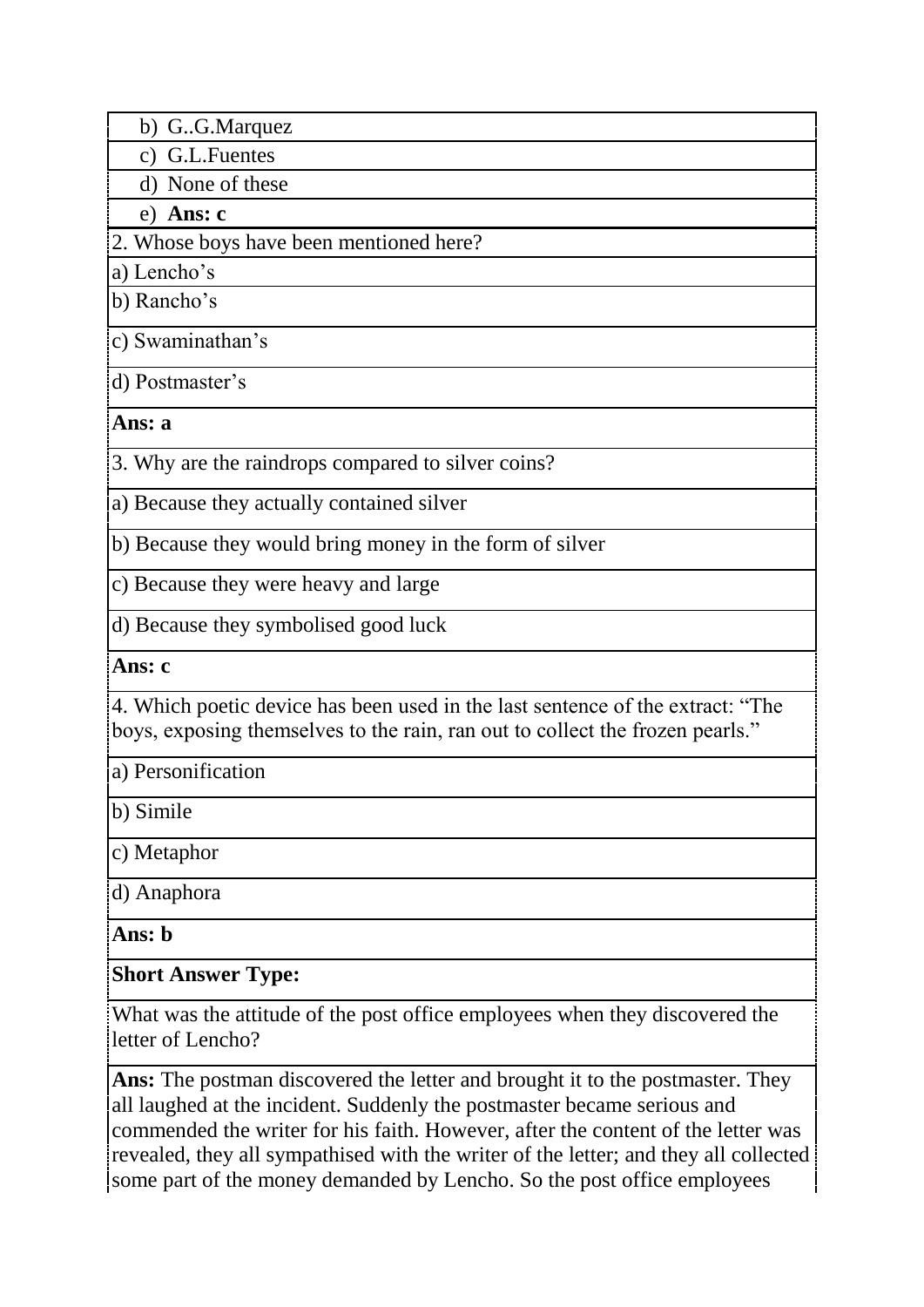b) G..G.Marquez

c) G.L.Fuentes

d) None of these

e) **Ans: c**

2. Whose boys have been mentioned here?

a) Lencho's

b) Rancho's

c) Swaminathan's

d) Postmaster's

**Ans: a**

3. Why are the raindrops compared to silver coins?

a) Because they actually contained silver

b) Because they would bring money in the form of silver

c) Because they were heavy and large

d) Because they symbolised good luck

**Ans: c**

4. Which poetic device has been used in the last sentence of the extract: "The boys, exposing themselves to the rain, ran out to collect the frozen pearls."

a) Personification

b) Simile

c) Metaphor

d) Anaphora

**Ans: b**

**Short Answer Type:**

What was the attitude of the post office employees when they discovered the letter of Lencho?

**Ans:** The postman discovered the letter and brought it to the postmaster. They all laughed at the incident. Suddenly the postmaster became serious and commended the writer for his faith. However, after the content of the letter was revealed, they all sympathised with the writer of the letter; and they all collected some part of the money demanded by Lencho. So the post office employees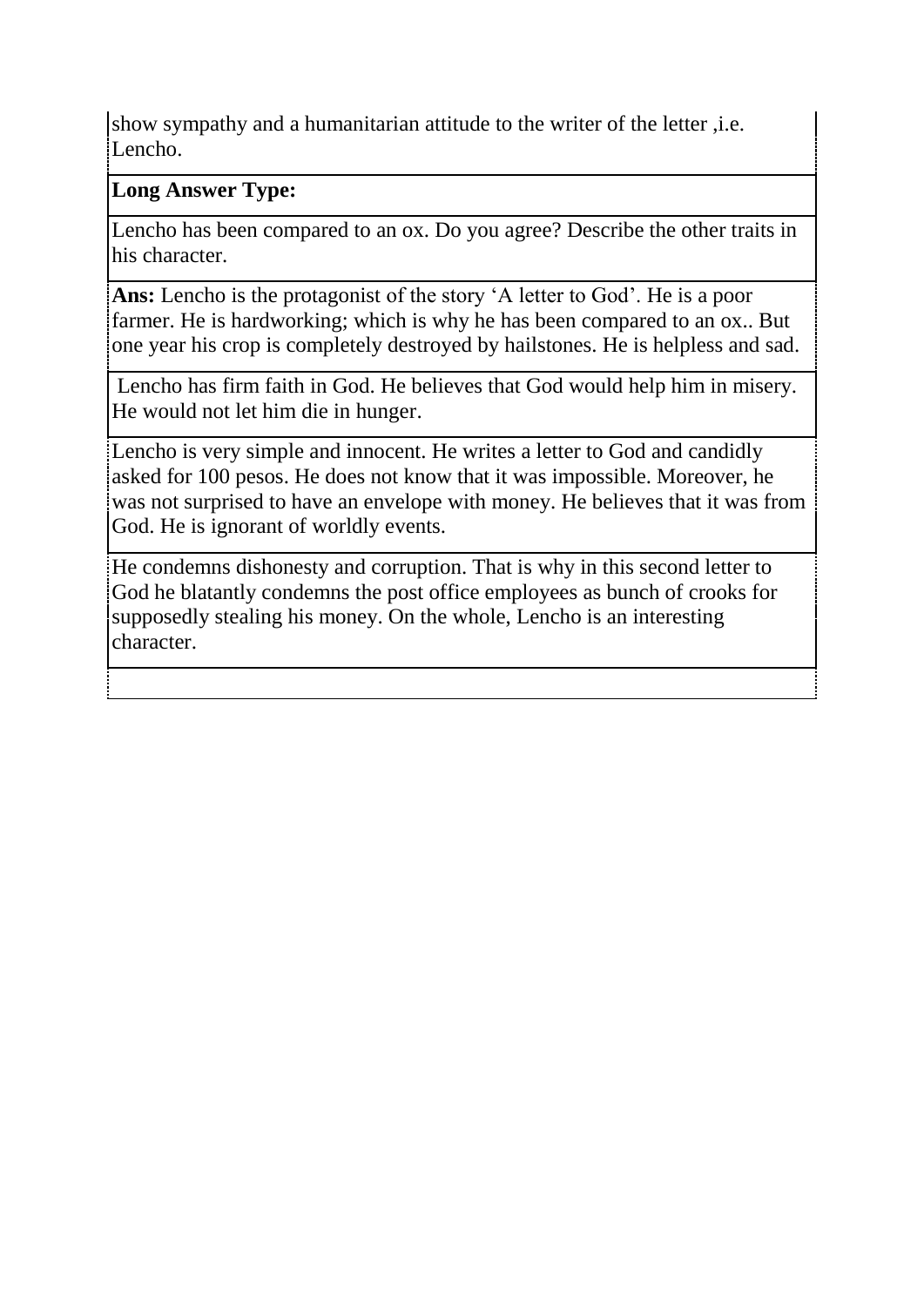show sympathy and a humanitarian attitude to the writer of the letter ,i.e. Lencho.

**Long Answer Type:**

Lencho has been compared to an ox. Do you agree? Describe the other traits in his character.

**Ans:** Lencho is the protagonist of the story 'A letter to God'. He is a poor farmer. He is hardworking; which is why he has been compared to an ox.. But one year his crop is completely destroyed by hailstones. He is helpless and sad.

Lencho has firm faith in God. He believes that God would help him in misery. He would not let him die in hunger.

Lencho is very simple and innocent. He writes a letter to God and candidly asked for 100 pesos. He does not know that it was impossible. Moreover, he was not surprised to have an envelope with money. He believes that it was from God. He is ignorant of worldly events.

He condemns dishonesty and corruption. That is why in this second letter to God he blatantly condemns the post office employees as bunch of crooks for supposedly stealing his money. On the whole, Lencho is an interesting character.